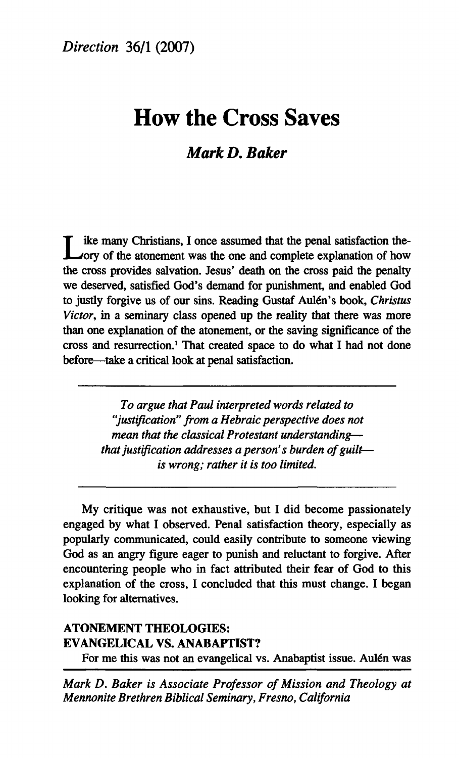# How the Cross Saves

### *Mark D. Baker*

Like many Christians, I once assumed that the penal satisfaction theory of the atonement was the one and complete explanation of how the cross provides salvation. Jesus' death on the cross paid the penalty we deserved, satisfied God's demand for punishment, and enabled God to justly forgive us of our sins. Reading Gustaf Aulén's book, *Christus Victor*, in a seminary class opened up the reality that there was more than one explanation of the atonement, or the saving significance of the cross and resurrection.[1] That created space to do what I had not done before—take a critical look at penal satisfaction.

> *To argue that Paul interpreted words related to "justification" from a Hebraic perspective does not mean that the classical Protestant understanding—that justification addresses a person's burden of guilt—is wrong; rather it is too limited.*

My critique was not exhaustive, but I did become passionately engaged by what I observed. Penal satisfaction theory, especially as popularly communicated, could easily contribute to someone viewing God as an angry figure eager to punish and reluctant to forgive. After encountering people who in fact attributed their fear of God to this explanation of the cross, I concluded that this must change. I began looking for alternatives.

## ATONEMENT THEOLOGIES: EVANGELICAL VS. ANABAPTIST?

For me this was not an evangelical vs. Anabaptist issue. Aulén was

*Mark D. Baker is Associate Professor of Mission and Theology at Mennonite Brethren Biblical Seminary, Fresno, California*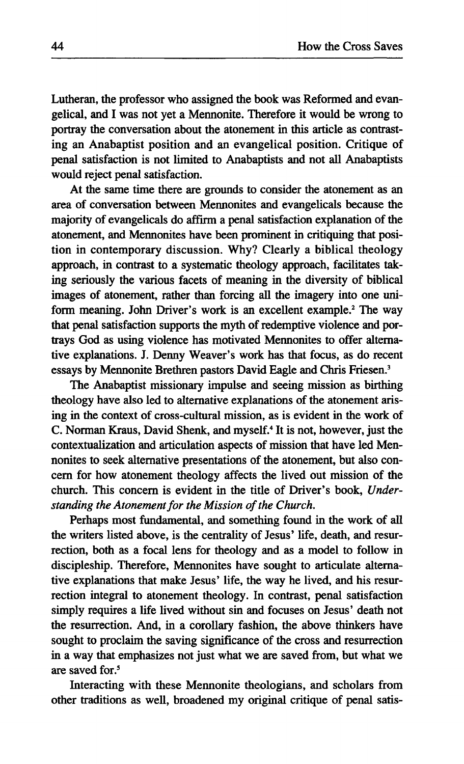Lutheran, the professor who assigned the book was Reformed and evangelical, and I was not yet a Mennonite. Therefore it would be wrong to portray the conversation about the atonement in this article as contrasting an Anabaptist position and an evangelical position. Critique of penal satisfaction is not limited to Anabaptists and not all Anabaptists would reject penal satisfaction.

At the same time there are grounds to consider the atonement as an area of conversation between Mennonites and evangelicals because the majority of evangelicals do affirm a penal satisfaction explanation of the atonement, and Mennonites have been prominent in critiquing that position in contemporary discussion. Why? Clearly a biblical theology approach, in contrast to a systematic theology approach, facilitates taking seriously the various facets of meaning in the diversity of biblical images of atonement, rather than forcing all the imagery into one uniform meaning. John Driver's work is an excellent example.[2] The way that penal satisfaction supports the myth of redemptive violence and portrays God as using violence has motivated Mennonites to offer alternative explanations. J. Denny Weaver's work has that focus, as do recent essays by Mennonite Brethren pastors David Eagle and Chris Friesen.[3]

The Anabaptist missionary impulse and seeing mission as birthing theology have also led to alternative explanations of the atonement arising in the context of cross-cultural mission, as is evident in the work of C. Norman Kraus, David Shenk, and myself.[4] It is not, however, just the contextualization and articulation aspects of mission that have led Mennonites to seek alternative presentations of the atonement, but also concern for how atonement theology affects the lived out mission of the church. This concern is evident in the title of Driver's book, *Understanding the Atonement for the Mission of the Church.*

Perhaps most fundamental, and something found in the work of all the writers listed above, is the centrality of Jesus' life, death, and resurrection, both as a focal lens for theology and as a model to follow in discipleship. Therefore, Mennonites have sought to articulate alternative explanations that make Jesus' life, the way he lived, and his resurrection integral to atonement theology. In contrast, penal satisfaction simply requires a life lived without sin and focuses on Jesus' death not the resurrection. And, in a corollary fashion, the above thinkers have sought to proclaim the saving significance of the cross and resurrection in a way that emphasizes not just what we are saved from, but what we are saved for.[5]

Interacting with these Mennonite theologians, and scholars from other traditions as well, broadened my original critique of penal satis-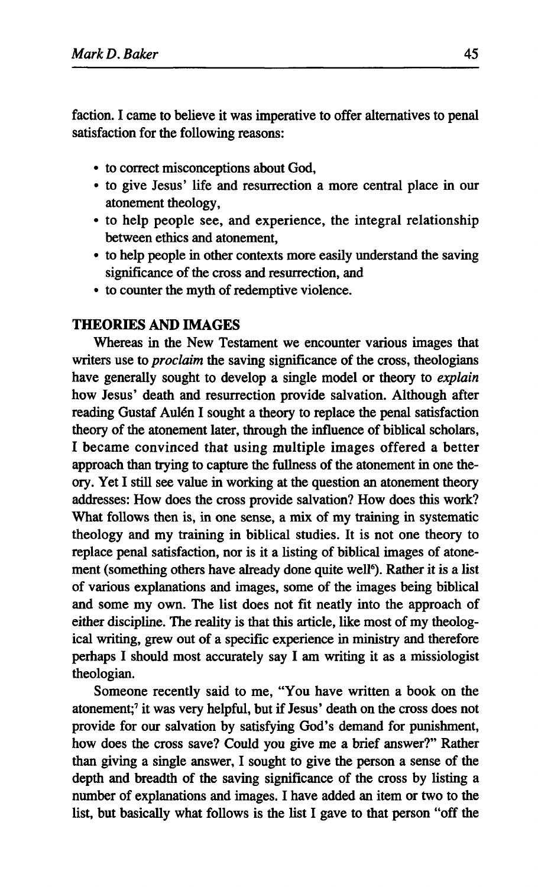faction. I came to believe it was imperative to offer alternatives to penal satisfaction for the following reasons:

- to correct misconceptions about God,
- to give Jesus' life and resurrection a more central place in our atonement theology,
- to help people see, and experience, the integral relationship between ethics and atonement,
- to help people in other contexts more easily understand the saving significance of the cross and resurrection, and
- to counter the myth of redemptive violence.

## THEORIES AND IMAGES

Whereas in the New Testament we encounter various images that writers use to *proclaim* the saving significance of the cross, theologians have generally sought to develop a single model or theory to *explain* how Jesus' death and resurrection provide salvation. Although after reading Gustaf Aulén I sought a theory to replace the penal satisfaction theory of the atonement later, through the influence of biblical scholars, I became convinced that using multiple images offered a better approach than trying to capture the fullness of the atonement in one theory. Yet I still see value in working at the question an atonement theory addresses: How does the cross provide salvation? How does this work? What follows then is, in one sense, a mix of my training in systematic theology and my training in biblical studies. It is not one theory to replace penal satisfaction, nor is it a listing of biblical images of atonement (something others have already done quite well[6]). Rather it is a list of various explanations and images, some of the images being biblical and some my own. The list does not fit neatly into the approach of either discipline. The reality is that this article, like most of my theological writing, grew out of a specific experience in ministry and therefore perhaps I should most accurately say I am writing it as a missiologist theologian.

Someone recently said to me, "You have written a book on the atonement;[7] it was very helpful, but if Jesus' death on the cross does not provide for our salvation by satisfying God's demand for punishment, how does the cross save? Could you give me a brief answer?" Rather than giving a single answer, I sought to give the person a sense of the depth and breadth of the saving significance of the cross by listing a number of explanations and images. I have added an item or two to the list, but basically what follows is the list I gave to that person "off the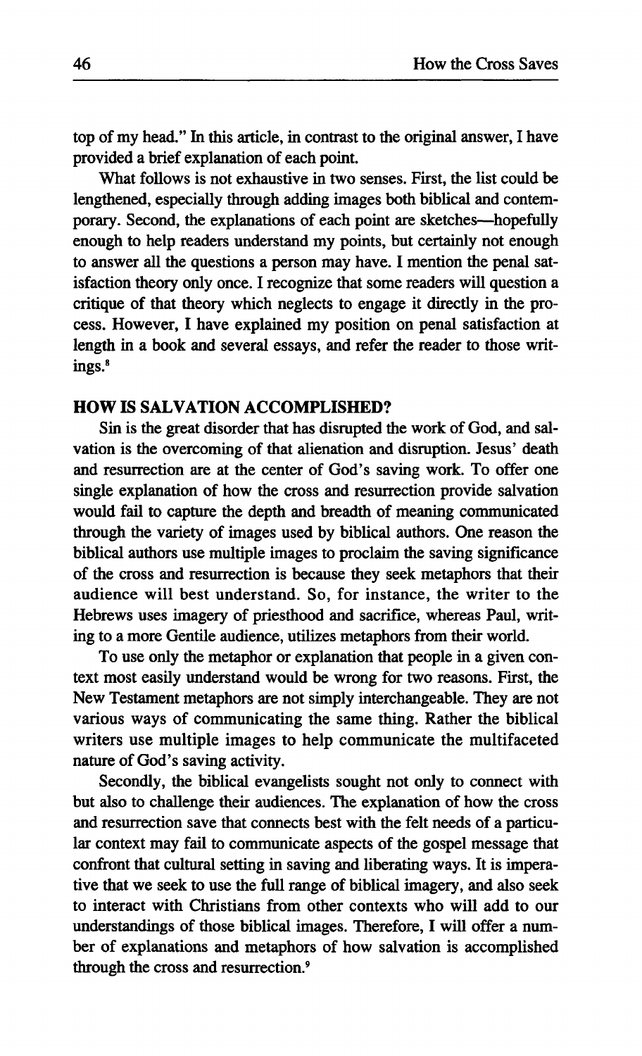top of my head." In this article, in contrast to the original answer, I have provided a brief explanation of each point.

What follows is not exhaustive in two senses. First, the list could be lengthened, especially through adding images both biblical and contemporary. Second, the explanations of each point are sketches—hopefully enough to help readers understand my points, but certainly not enough to answer all the questions a person may have. I mention the penal satisfaction theory only once. I recognize that some readers will question a critique of that theory which neglects to engage it directly in the process. However, I have explained my position on penal satisfaction at length in a book and several essays, and refer the reader to those writings.[8]

## HOW IS SALVATION ACCOMPLISHED?

Sin is the great disorder that has disrupted the work of God, and salvation is the overcoming of that alienation and disruption. Jesus' death and resurrection are at the center of God's saving work. To offer one single explanation of how the cross and resurrection provide salvation would fail to capture the depth and breadth of meaning communicated through the variety of images used by biblical authors. One reason the biblical authors use multiple images to proclaim the saving significance of the cross and resurrection is because they seek metaphors that their audience will best understand. So, for instance, the writer to the Hebrews uses imagery of priesthood and sacrifice, whereas Paul, writing to a more Gentile audience, utilizes metaphors from their world.

To use only the metaphor or explanation that people in a given context most easily understand would be wrong for two reasons. First, the New Testament metaphors are not simply interchangeable. They are not various ways of communicating the same thing. Rather the biblical writers use multiple images to help communicate the multifaceted nature of God's saving activity.

Secondly, the biblical evangelists sought not only to connect with but also to challenge their audiences. The explanation of how the cross and resurrection save that connects best with the felt needs of a particular context may fail to communicate aspects of the gospel message that confront that cultural setting in saving and liberating ways. It is imperative that we seek to use the full range of biblical imagery, and also seek to interact with Christians from other contexts who will add to our understandings of those biblical images. Therefore, I will offer a number of explanations and metaphors of how salvation is accomplished through the cross and resurrection.[9]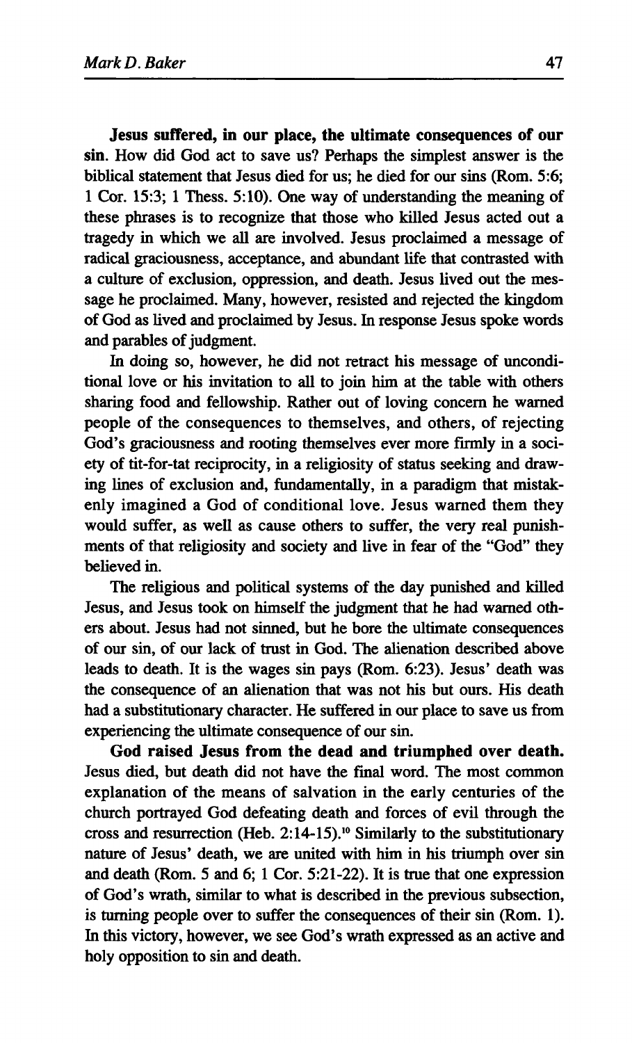**Jesus suffered, in our place, the ultimate consequences of our sin.** How did God act to save us? Perhaps the simplest answer is the biblical statement that Jesus died for us; he died for our sins (Rom. 5:6; 1 Cor. 15:3; 1 Thess. 5:10). One way of understanding the meaning of these phrases is to recognize that those who killed Jesus acted out a tragedy in which we all are involved. Jesus proclaimed a message of radical graciousness, acceptance, and abundant life that contrasted with a culture of exclusion, oppression, and death. Jesus lived out the message he proclaimed. Many, however, resisted and rejected the kingdom of God as lived and proclaimed by Jesus. In response Jesus spoke words and parables of judgment.

In doing so, however, he did not retract his message of unconditional love or his invitation to all to join him at the table with others sharing food and fellowship. Rather out of loving concern he warned people of the consequences to themselves, and others, of rejecting God's graciousness and rooting themselves ever more firmly in a society of tit-for-tat reciprocity, in a religiosity of status seeking and drawing lines of exclusion and, fundamentally, in a paradigm that mistakenly imagined a God of conditional love. Jesus warned them they would suffer, as well as cause others to suffer, the very real punishments of that religiosity and society and live in fear of the "God" they believed in.

The religious and political systems of the day punished and killed Jesus, and Jesus took on himself the judgment that he had warned others about. Jesus had not sinned, but he bore the ultimate consequences of our sin, of our lack of trust in God. The alienation described above leads to death. It is the wages sin pays (Rom. 6:23). Jesus' death was the consequence of an alienation that was not his but ours. His death had a substitutionary character. He suffered in our place to save us from experiencing the ultimate consequence of our sin.

**God raised Jesus from the dead and triumphed over death.** Jesus died, but death did not have the final word. The most common explanation of the means of salvation in the early centuries of the church portrayed God defeating death and forces of evil through the cross and resurrection (Heb. 2:14-15).[10] Similarly to the substitutionary nature of Jesus' death, we are united with him in his triumph over sin and death (Rom. 5 and 6; 1 Cor. 5:21-22). It is true that one expression of God's wrath, similar to what is described in the previous subsection, is turning people over to suffer the consequences of their sin (Rom. 1). In this victory, however, we see God's wrath expressed as an active and holy opposition to sin and death.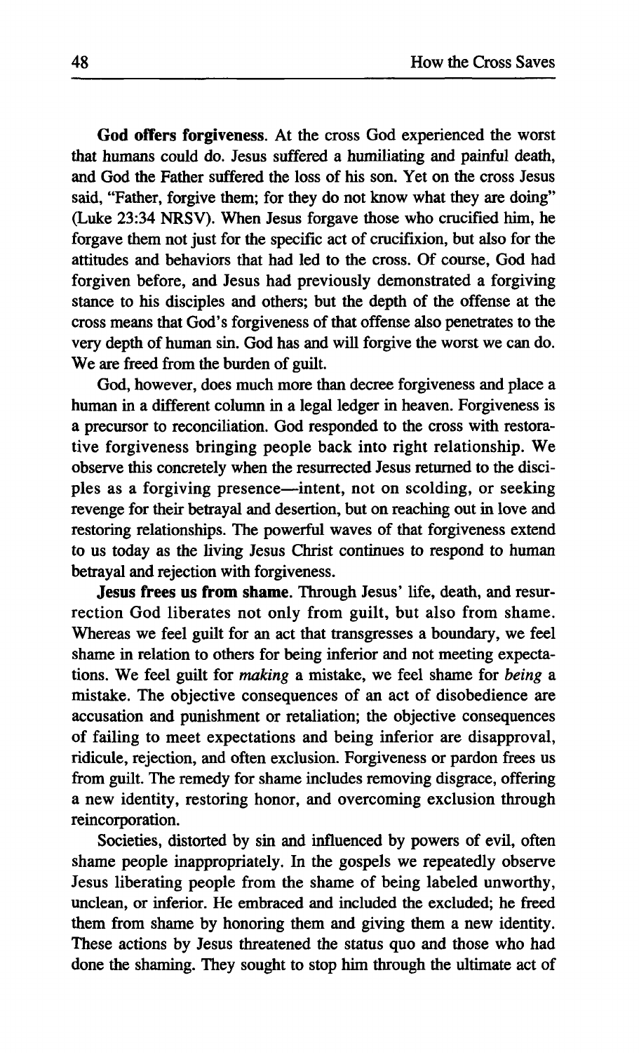**God offers forgiveness**. At the cross God experienced the worst that humans could do. Jesus suffered a humiliating and painful death, and God the Father suffered the loss of his son. Yet on the cross Jesus said, "Father, forgive them; for they do not know what they are doing" (Luke 23:34 NRSV). When Jesus forgave those who crucified him, he forgave them not just for the specific act of crucifixion, but also for the attitudes and behaviors that had led to the cross. Of course, God had forgiven before, and Jesus had previously demonstrated a forgiving stance to his disciples and others; but the depth of the offense at the cross means that God's forgiveness of that offense also penetrates to the very depth of human sin. God has and will forgive the worst we can do. We are freed from the burden of guilt.

God, however, does much more than decree forgiveness and place a human in a different column in a legal ledger in heaven. Forgiveness is a precursor to reconciliation. God responded to the cross with restorative forgiveness bringing people back into right relationship. We observe this concretely when the resurrected Jesus returned to the disciples as a forgiving presence—intent, not on scolding, or seeking revenge for their betrayal and desertion, but on reaching out in love and restoring relationships. The powerful waves of that forgiveness extend to us today as the living Jesus Christ continues to respond to human betrayal and rejection with forgiveness.

**Jesus frees us from shame**. Through Jesus' life, death, and resurrection God liberates not only from guilt, but also from shame. Whereas we feel guilt for an act that transgresses a boundary, we feel shame in relation to others for being inferior and not meeting expectations. We feel guilt for *making* a mistake, we feel shame for *being* a mistake. The objective consequences of an act of disobedience are accusation and punishment or retaliation; the objective consequences of failing to meet expectations and being inferior are disapproval, ridicule, rejection, and often exclusion. Forgiveness or pardon frees us from guilt. The remedy for shame includes removing disgrace, offering a new identity, restoring honor, and overcoming exclusion through reincorporation.

Societies, distorted by sin and influenced by powers of evil, often shame people inappropriately. In the gospels we repeatedly observe Jesus liberating people from the shame of being labeled unworthy, unclean, or inferior. He embraced and included the excluded; he freed them from shame by honoring them and giving them a new identity. These actions by Jesus threatened the status quo and those who had done the shaming. They sought to stop him through the ultimate act of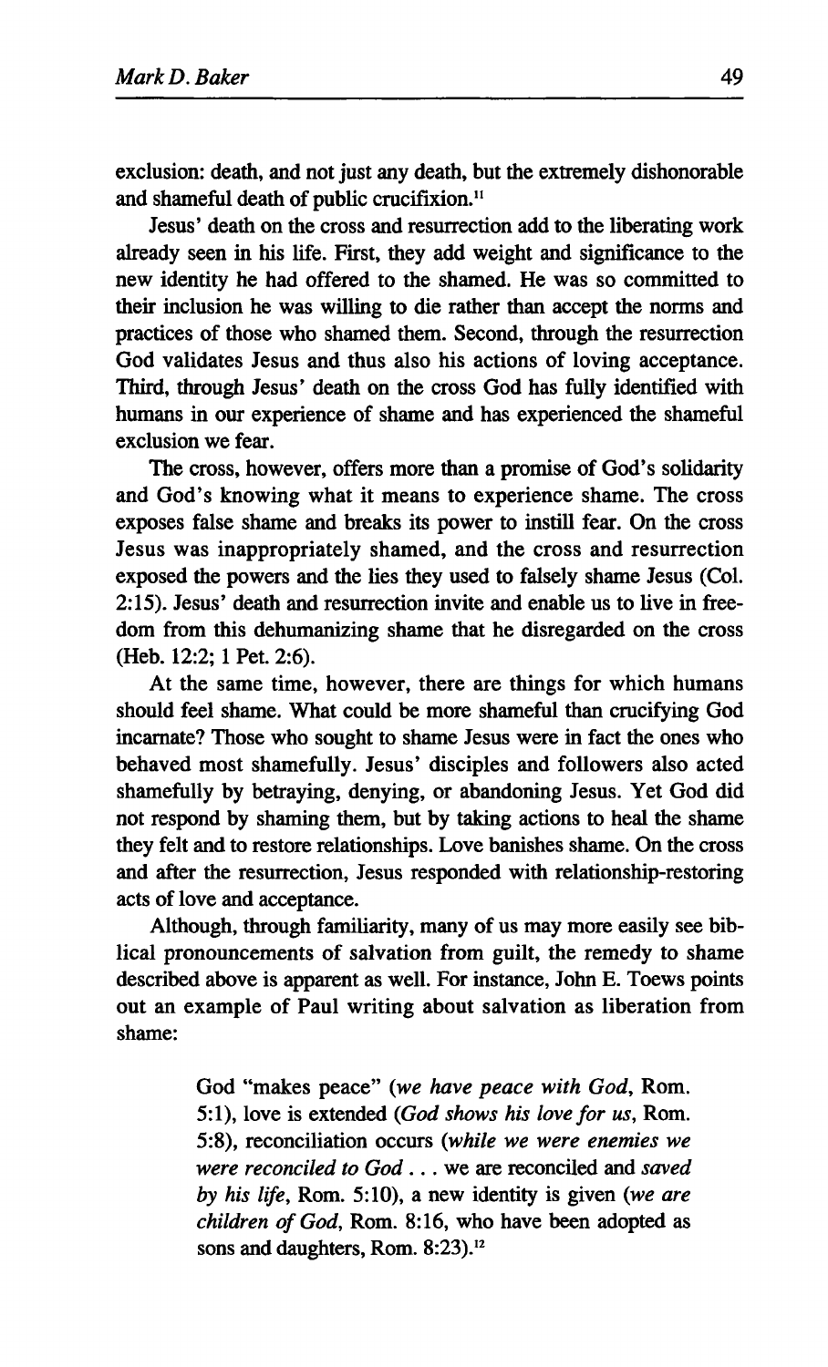exclusion: death, and not just any death, but the extremely dishonorable and shameful death of public crucifixion.[11]

Jesus' death on the cross and resurrection add to the liberating work already seen in his life. First, they add weight and significance to the new identity he had offered to the shamed. He was so committed to their inclusion he was willing to die rather than accept the norms and practices of those who shamed them. Second, through the resurrection God validates Jesus and thus also his actions of loving acceptance. Third, through Jesus' death on the cross God has fully identified with humans in our experience of shame and has experienced the shameful exclusion we fear.

The cross, however, offers more than a promise of God's solidarity and God's knowing what it means to experience shame. The cross exposes false shame and breaks its power to instill fear. On the cross Jesus was inappropriately shamed, and the cross and resurrection exposed the powers and the lies they used to falsely shame Jesus (Col. 2:15). Jesus' death and resurrection invite and enable us to live in freedom from this dehumanizing shame that he disregarded on the cross (Heb. 12:2; 1 Pet. 2:6).

At the same time, however, there are things for which humans should feel shame. What could be more shameful than crucifying God incarnate? Those who sought to shame Jesus were in fact the ones who behaved most shamefully. Jesus' disciples and followers also acted shamefully by betraying, denying, or abandoning Jesus. Yet God did not respond by shaming them, but by taking actions to heal the shame they felt and to restore relationships. Love banishes shame. On the cross and after the resurrection, Jesus responded with relationship-restoring acts of love and acceptance.

Although, through familiarity, many of us may more easily see biblical pronouncements of salvation from guilt, the remedy to shame described above is apparent as well. For instance, John E. Toews points out an example of Paul writing about salvation as liberation from shame:

> God "makes peace" (*we have peace with God*, Rom. 5:1), love is extended (*God shows his love for us*, Rom. 5:8), reconciliation occurs (*while we were enemies we were reconciled to God* . . . we are reconciled and *saved by his life*, Rom. 5:10), a new identity is given (*we are children of God*, Rom. 8:16, who have been adopted as sons and daughters, Rom. 8:23).[12]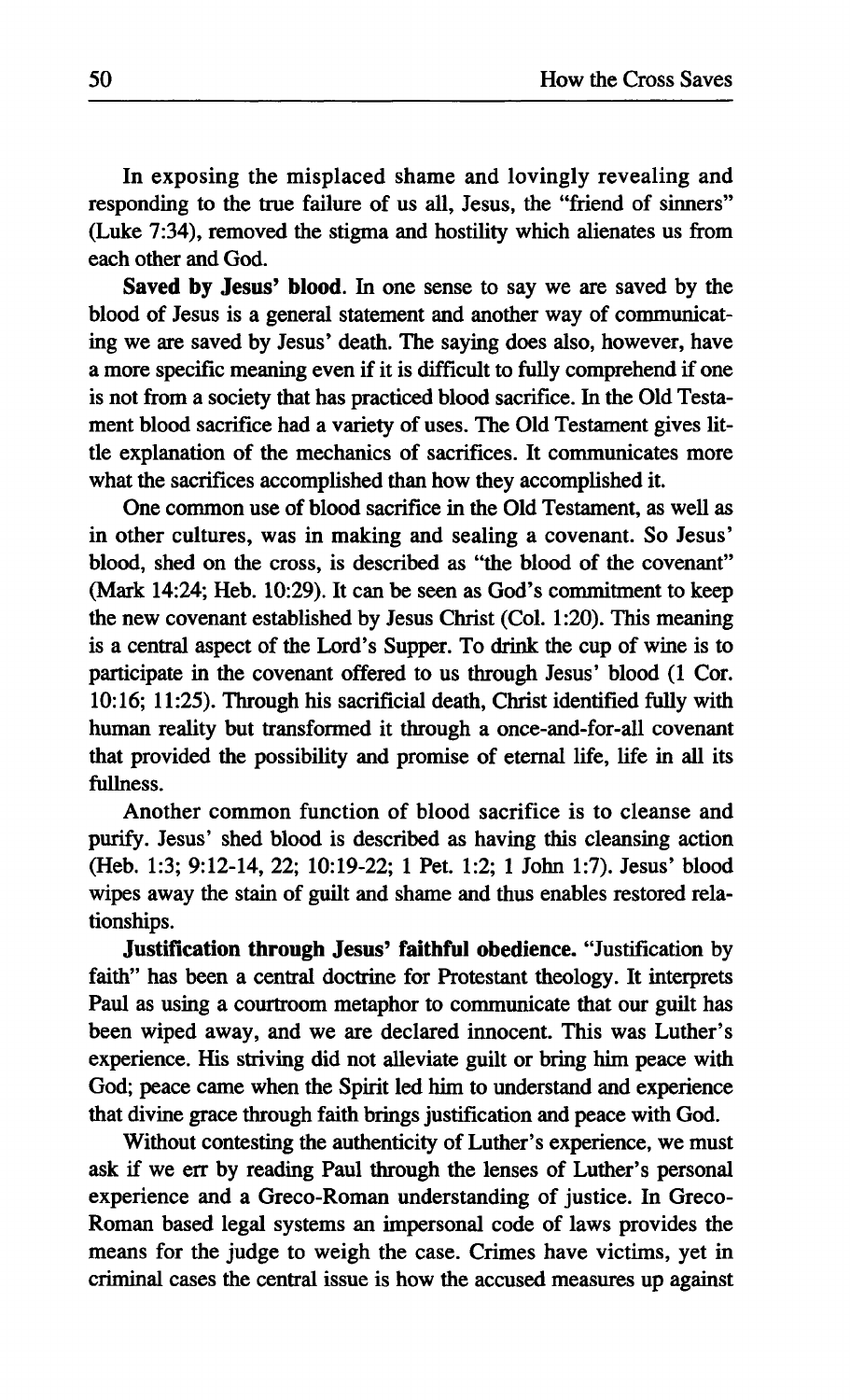In exposing the misplaced shame and lovingly revealing and responding to the true failure of us all, Jesus, the "friend of sinners" (Luke 7:34), removed the stigma and hostility which alienates us from each other and God.

**Saved by Jesus' blood.** In one sense to say we are saved by the blood of Jesus is a general statement and another way of communicating we are saved by Jesus' death. The saying does also, however, have a more specific meaning even if it is difficult to fully comprehend if one is not from a society that has practiced blood sacrifice. In the Old Testament blood sacrifice had a variety of uses. The Old Testament gives little explanation of the mechanics of sacrifices. It communicates more what the sacrifices accomplished than how they accomplished it.

One common use of blood sacrifice in the Old Testament, as well as in other cultures, was in making and sealing a covenant. So Jesus' blood, shed on the cross, is described as "the blood of the covenant" (Mark 14:24; Heb. 10:29). It can be seen as God's commitment to keep the new covenant established by Jesus Christ (Col. 1:20). This meaning is a central aspect of the Lord's Supper. To drink the cup of wine is to participate in the covenant offered to us through Jesus' blood (1 Cor. 10:16; 11:25). Through his sacrificial death, Christ identified fully with human reality but transformed it through a once-and-for-all covenant that provided the possibility and promise of eternal life, life in all its fullness.

Another common function of blood sacrifice is to cleanse and purify. Jesus' shed blood is described as having this cleansing action (Heb. 1:3; 9:12-14, 22; 10:19-22; 1 Pet. 1:2; 1 John 1:7). Jesus' blood wipes away the stain of guilt and shame and thus enables restored relationships.

**Justification through Jesus' faithful obedience.** "Justification by faith" has been a central doctrine for Protestant theology. It interprets Paul as using a courtroom metaphor to communicate that our guilt has been wiped away, and we are declared innocent. This was Luther's experience. His striving did not alleviate guilt or bring him peace with God; peace came when the Spirit led him to understand and experience that divine grace through faith brings justification and peace with God.

Without contesting the authenticity of Luther's experience, we must ask if we err by reading Paul through the lenses of Luther's personal experience and a Greco-Roman understanding of justice. In Greco-Roman based legal systems an impersonal code of laws provides the means for the judge to weigh the case. Crimes have victims, yet in criminal cases the central issue is how the accused measures up against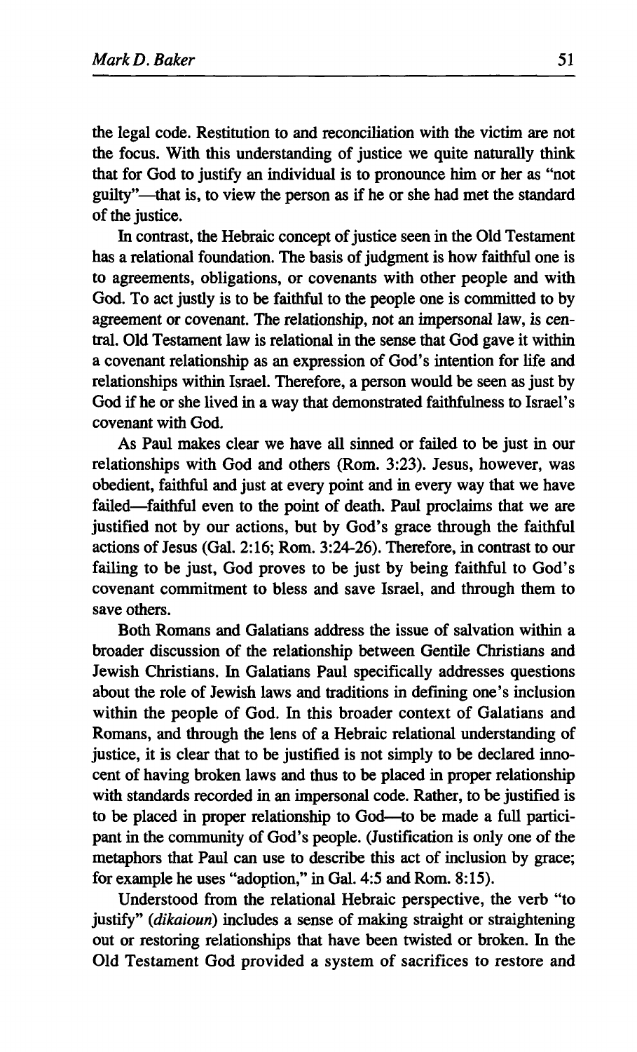the legal code. Restitution to and reconciliation with the victim are not the focus. With this understanding of justice we quite naturally think that for God to justify an individual is to pronounce him or her as "not guilty"—that is, to view the person as if he or she had met the standard of the justice.

In contrast, the Hebraic concept of justice seen in the Old Testament has a relational foundation. The basis of judgment is how faithful one is to agreements, obligations, or covenants with other people and with God. To act justly is to be faithful to the people one is committed to by agreement or covenant. The relationship, not an impersonal law, is central. Old Testament law is relational in the sense that God gave it within a covenant relationship as an expression of God's intention for life and relationships within Israel. Therefore, a person would be seen as just by God if he or she lived in a way that demonstrated faithfulness to Israel's covenant with God.

As Paul makes clear we have all sinned or failed to be just in our relationships with God and others (Rom. 3:23). Jesus, however, was obedient, faithful and just at every point and in every way that we have failed—faithful even to the point of death. Paul proclaims that we are justified not by our actions, but by God's grace through the faithful actions of Jesus (Gal. 2:16; Rom. 3:24-26). Therefore, in contrast to our failing to be just, God proves to be just by being faithful to God's covenant commitment to bless and save Israel, and through them to save others.

Both Romans and Galatians address the issue of salvation within a broader discussion of the relationship between Gentile Christians and Jewish Christians. In Galatians Paul specifically addresses questions about the role of Jewish laws and traditions in defining one's inclusion within the people of God. In this broader context of Galatians and Romans, and through the lens of a Hebraic relational understanding of justice, it is clear that to be justified is not simply to be declared innocent of having broken laws and thus to be placed in proper relationship with standards recorded in an impersonal code. Rather, to be justified is to be placed in proper relationship to God—to be made a full participant in the community of God's people. (Justification is only one of the metaphors that Paul can use to describe this act of inclusion by grace; for example he uses "adoption," in Gal. 4:5 and Rom. 8:15).

Understood from the relational Hebraic perspective, the verb "to justify" (*dikaioun*) includes a sense of making straight or straightening out or restoring relationships that have been twisted or broken. In the Old Testament God provided a system of sacrifices to restore and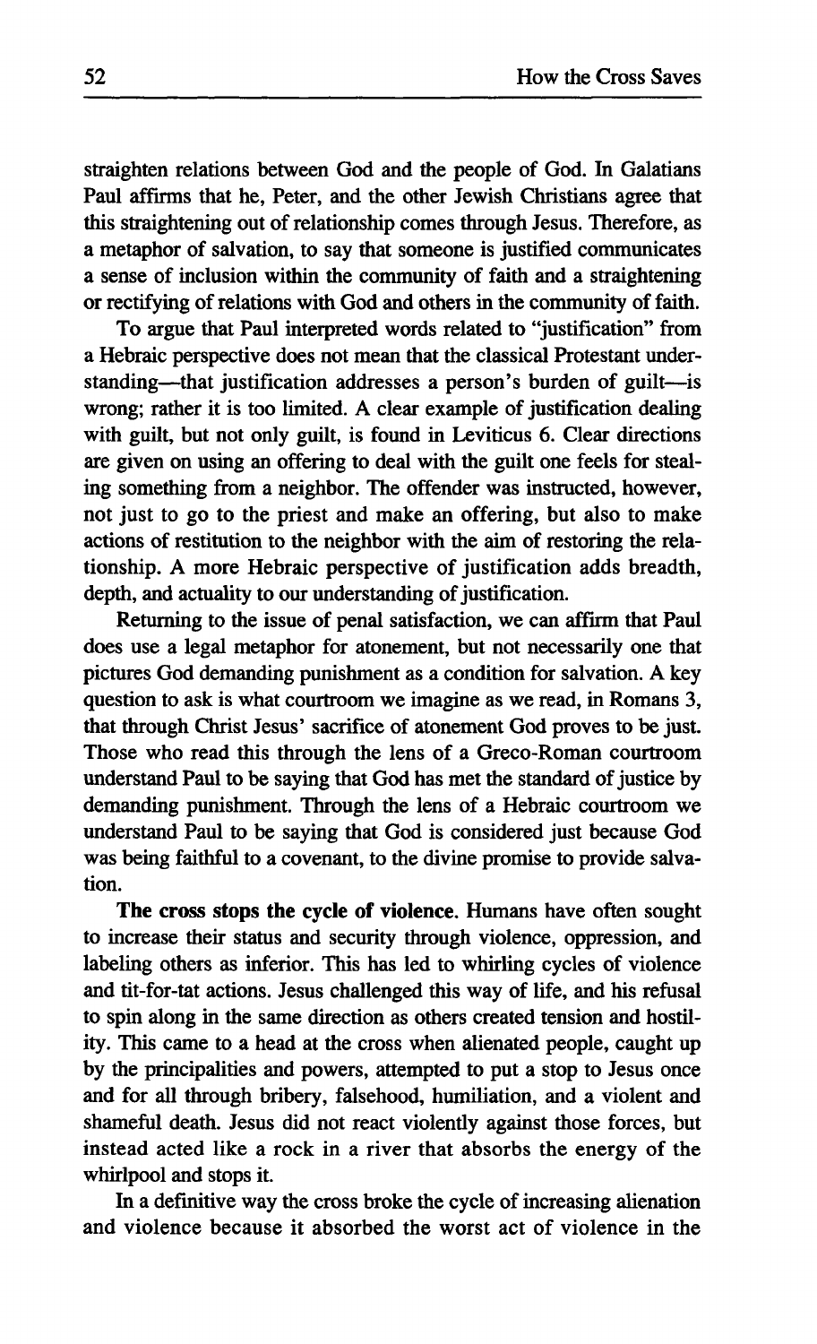straighten relations between God and the people of God. In Galatians Paul affirms that he, Peter, and the other Jewish Christians agree that this straightening out of relationship comes through Jesus. Therefore, as a metaphor of salvation, to say that someone is justified communicates a sense of inclusion within the community of faith and a straightening or rectifying of relations with God and others in the community of faith.

To argue that Paul interpreted words related to "justification" from a Hebraic perspective does not mean that the classical Protestant understanding—that justification addresses a person's burden of guilt—is wrong; rather it is too limited. A clear example of justification dealing with guilt, but not only guilt, is found in Leviticus 6. Clear directions are given on using an offering to deal with the guilt one feels for stealing something from a neighbor. The offender was instructed, however, not just to go to the priest and make an offering, but also to make actions of restitution to the neighbor with the aim of restoring the relationship. A more Hebraic perspective of justification adds breadth, depth, and actuality to our understanding of justification.

Returning to the issue of penal satisfaction, we can affirm that Paul does use a legal metaphor for atonement, but not necessarily one that pictures God demanding punishment as a condition for salvation. A key question to ask is what courtroom we imagine as we read, in Romans 3, that through Christ Jesus' sacrifice of atonement God proves to be just. Those who read this through the lens of a Greco-Roman courtroom understand Paul to be saying that God has met the standard of justice by demanding punishment. Through the lens of a Hebraic courtroom we understand Paul to be saying that God is considered just because God was being faithful to a covenant, to the divine promise to provide salvation.

**The cross stops the cycle of violence.** Humans have often sought to increase their status and security through violence, oppression, and labeling others as inferior. This has led to whirling cycles of violence and tit-for-tat actions. Jesus challenged this way of life, and his refusal to spin along in the same direction as others created tension and hostility. This came to a head at the cross when alienated people, caught up by the principalities and powers, attempted to put a stop to Jesus once and for all through bribery, falsehood, humiliation, and a violent and shameful death. Jesus did not react violently against those forces, but instead acted like a rock in a river that absorbs the energy of the whirlpool and stops it.

In a definitive way the cross broke the cycle of increasing alienation and violence because it absorbed the worst act of violence in the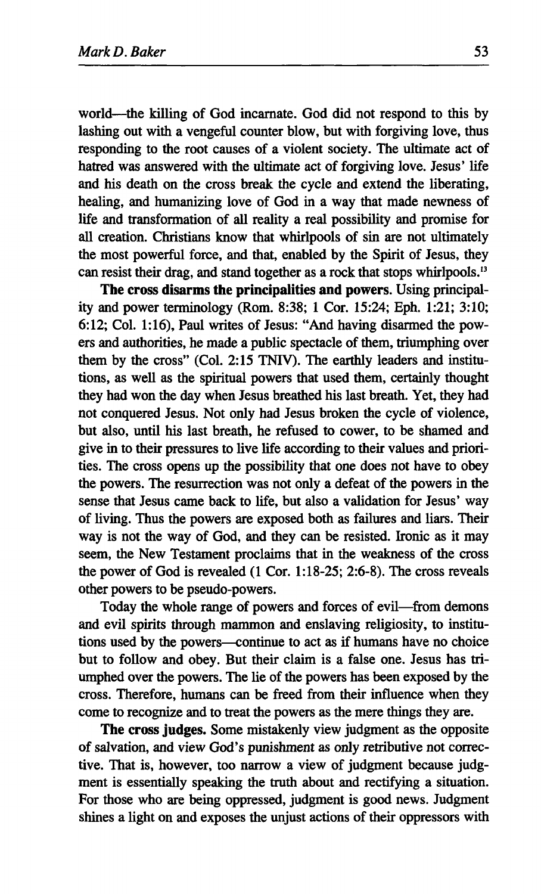world—the killing of God incarnate. God did not respond to this by lashing out with a vengeful counter blow, but with forgiving love, thus responding to the root causes of a violent society. The ultimate act of hatred was answered with the ultimate act of forgiving love. Jesus' life and his death on the cross break the cycle and extend the liberating, healing, and humanizing love of God in a way that made newness of life and transformation of all reality a real possibility and promise for all creation. Christians know that whirlpools of sin are not ultimately the most powerful force, and that, enabled by the Spirit of Jesus, they can resist their drag, and stand together as a rock that stops whirlpools.[13]

**The cross disarms the principalities and powers.** Using principality and power terminology (Rom. 8:38; 1 Cor. 15:24; Eph. 1:21; 3:10; 6:12; Col. 1:16), Paul writes of Jesus: "And having disarmed the powers and authorities, he made a public spectacle of them, triumphing over them by the cross" (Col. 2:15 TNIV). The earthly leaders and institutions, as well as the spiritual powers that used them, certainly thought they had won the day when Jesus breathed his last breath. Yet, they had not conquered Jesus. Not only had Jesus broken the cycle of violence, but also, until his last breath, he refused to cower, to be shamed and give in to their pressures to live life according to their values and priorities. The cross opens up the possibility that one does not have to obey the powers. The resurrection was not only a defeat of the powers in the sense that Jesus came back to life, but also a validation for Jesus' way of living. Thus the powers are exposed both as failures and liars. Their way is not the way of God, and they can be resisted. Ironic as it may seem, the New Testament proclaims that in the weakness of the cross the power of God is revealed (1 Cor. 1:18-25; 2:6-8). The cross reveals other powers to be pseudo-powers.

Today the whole range of powers and forces of evil—from demons and evil spirits through mammon and enslaving religiosity, to institutions used by the powers—continue to act as if humans have no choice but to follow and obey. But their claim is a false one. Jesus has triumphed over the powers. The lie of the powers has been exposed by the cross. Therefore, humans can be freed from their influence when they come to recognize and to treat the powers as the mere things they are.

**The cross judges.** Some mistakenly view judgment as the opposite of salvation, and view God's punishment as only retributive not corrective. That is, however, too narrow a view of judgment because judgment is essentially speaking the truth about and rectifying a situation. For those who are being oppressed, judgment is good news. Judgment shines a light on and exposes the unjust actions of their oppressors with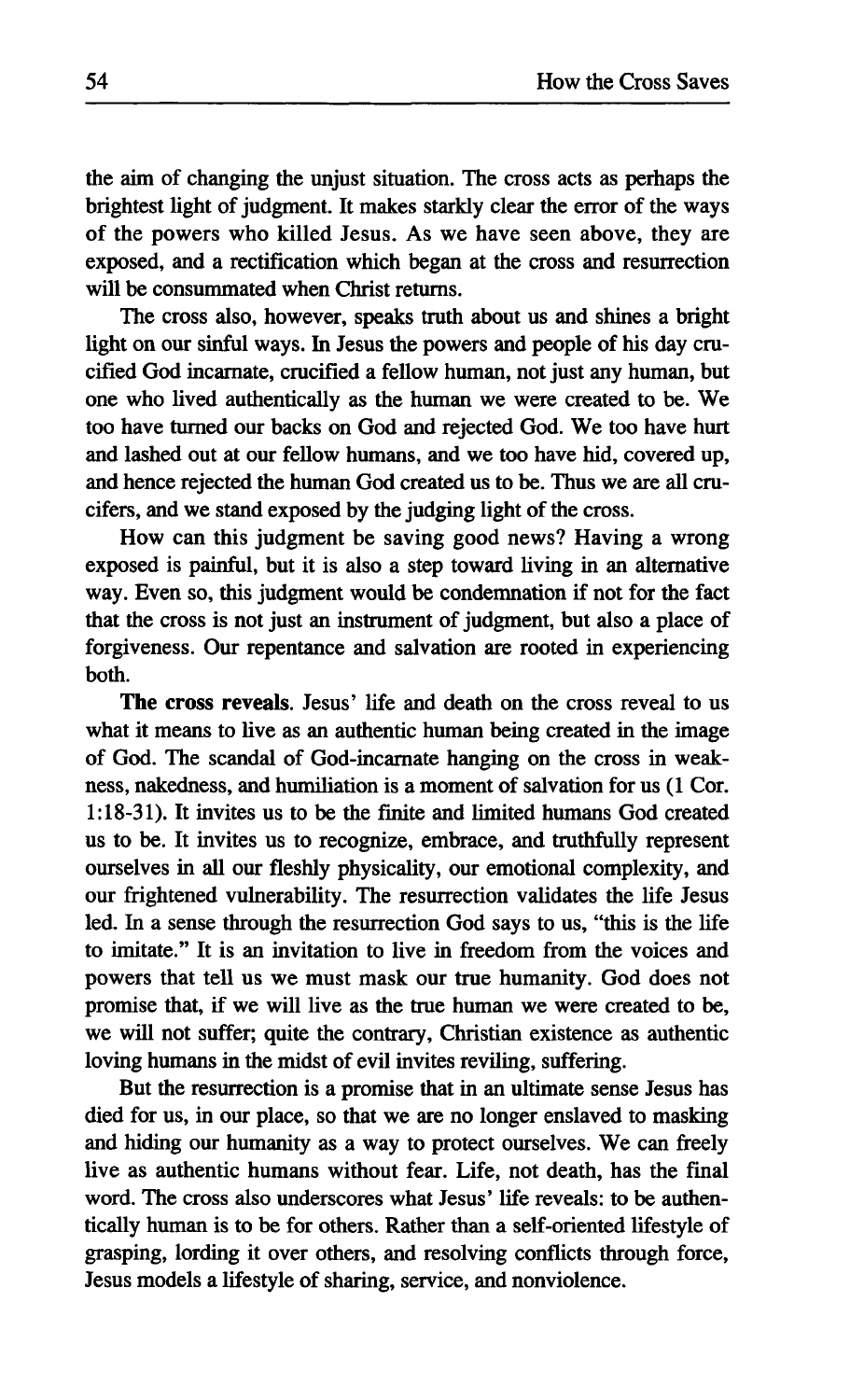the aim of changing the unjust situation. The cross acts as perhaps the brightest light of judgment. It makes starkly clear the error of the ways of the powers who killed Jesus. As we have seen above, they are exposed, and a rectification which began at the cross and resurrection will be consummated when Christ returns.

The cross also, however, speaks truth about us and shines a bright light on our sinful ways. In Jesus the powers and people of his day crucified God incarnate, crucified a fellow human, not just any human, but one who lived authentically as the human we were created to be. We too have turned our backs on God and rejected God. We too have hurt and lashed out at our fellow humans, and we too have hid, covered up, and hence rejected the human God created us to be. Thus we are all crucifers, and we stand exposed by the judging light of the cross.

How can this judgment be saving good news? Having a wrong exposed is painful, but it is also a step toward living in an alternative way. Even so, this judgment would be condemnation if not for the fact that the cross is not just an instrument of judgment, but also a place of forgiveness. Our repentance and salvation are rooted in experiencing both.

**The cross reveals.** Jesus' life and death on the cross reveal to us what it means to live as an authentic human being created in the image of God. The scandal of God-incarnate hanging on the cross in weakness, nakedness, and humiliation is a moment of salvation for us (1 Cor. 1:18-31). It invites us to be the finite and limited humans God created us to be. It invites us to recognize, embrace, and truthfully represent ourselves in all our fleshly physicality, our emotional complexity, and our frightened vulnerability. The resurrection validates the life Jesus led. In a sense through the resurrection God says to us, "this is the life to imitate." It is an invitation to live in freedom from the voices and powers that tell us we must mask our true humanity. God does not promise that, if we will live as the true human we were created to be, we will not suffer; quite the contrary, Christian existence as authentic loving humans in the midst of evil invites reviling, suffering.

But the resurrection is a promise that in an ultimate sense Jesus has died for us, in our place, so that we are no longer enslaved to masking and hiding our humanity as a way to protect ourselves. We can freely live as authentic humans without fear. Life, not death, has the final word. The cross also underscores what Jesus' life reveals: to be authentically human is to be for others. Rather than a self-oriented lifestyle of grasping, lording it over others, and resolving conflicts through force, Jesus models a lifestyle of sharing, service, and nonviolence.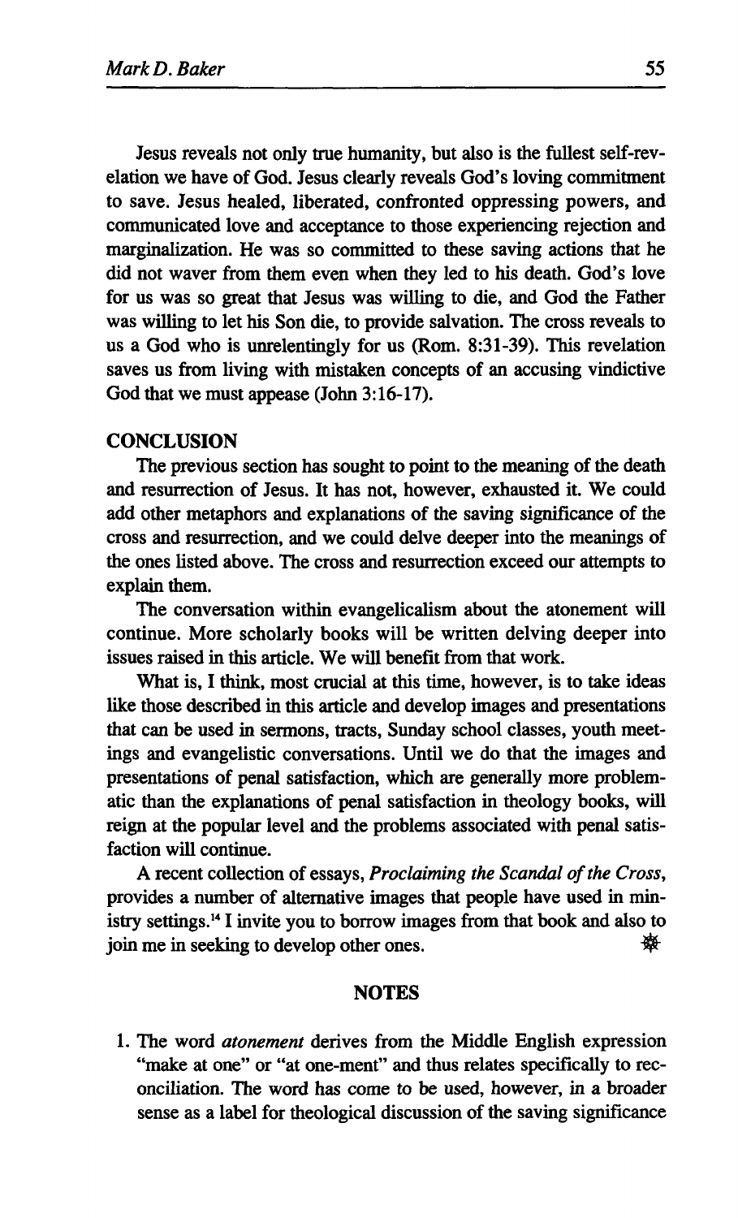Jesus reveals not only true humanity, but also is the fullest self-revelation we have of God. Jesus clearly reveals God's loving commitment to save. Jesus healed, liberated, confronted oppressing powers, and communicated love and acceptance to those experiencing rejection and marginalization. He was so committed to these saving actions that he did not waver from them even when they led to his death. God's love for us was so great that Jesus was willing to die, and God the Father was willing to let his Son die, to provide salvation. The cross reveals to us a God who is unrelentingly for us (Rom. 8:31-39). This revelation saves us from living with mistaken concepts of an accusing vindictive God that we must appease (John 3:16-17).

## CONCLUSION

The previous section has sought to point to the meaning of the death and resurrection of Jesus. It has not, however, exhausted it. We could add other metaphors and explanations of the saving significance of the cross and resurrection, and we could delve deeper into the meanings of the ones listed above. The cross and resurrection exceed our attempts to explain them.

The conversation within evangelicalism about the atonement will continue. More scholarly books will be written delving deeper into issues raised in this article. We will benefit from that work.

What is, I think, most crucial at this time, however, is to take ideas like those described in this article and develop images and presentations that can be used in sermons, tracts, Sunday school classes, youth meetings and evangelistic conversations. Until we do that the images and presentations of penal satisfaction, which are generally more problematic than the explanations of penal satisfaction in theology books, will reign at the popular level and the problems associated with penal satisfaction will continue.

A recent collection of essays, *Proclaiming the Scandal of the Cross*, provides a number of alternative images that people have used in ministry settings.[14] I invite you to borrow images from that book and also to join me in seeking to develop other ones.

## NOTES

1. The word *atonement* derives from the Middle English expression "make at one" or "at one-ment" and thus relates specifically to reconciliation. The word has come to be used, however, in a broader sense as a label for theological discussion of the saving significance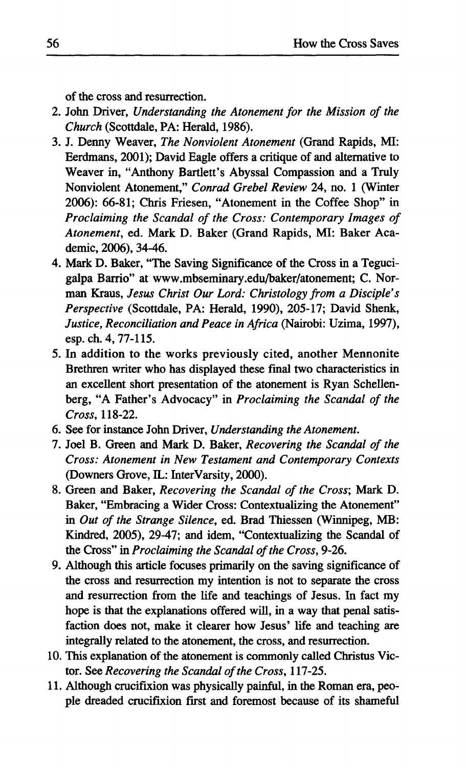of the cross and resurrection.

2. John Driver, *Understanding the Atonement for the Mission of the Church* (Scottdale, PA: Herald, 1986).
3. J. Denny Weaver, *The Nonviolent Atonement* (Grand Rapids, MI: Eerdmans, 2001); David Eagle offers a critique of and alternative to Weaver in, "Anthony Bartlett's Abyssal Compassion and a Truly Nonviolent Atonement," *Conrad Grebel Review* 24, no. 1 (Winter 2006): 66-81; Chris Friesen, "Atonement in the Coffee Shop" in *Proclaiming the Scandal of the Cross: Contemporary Images of Atonement*, ed. Mark D. Baker (Grand Rapids, MI: Baker Academic, 2006), 34-46.
4. Mark D. Baker, "The Saving Significance of the Cross in a Tegucigalpa Barrio" at www.mbseminary.edu/baker/atonement; C. Norman Kraus, *Jesus Christ Our Lord: Christology from a Disciple's Perspective* (Scottdale, PA: Herald, 1990), 205-17; David Shenk, *Justice, Reconciliation and Peace in Africa* (Nairobi: Uzima, 1997), esp. ch. 4, 77-115.
5. In addition to the works previously cited, another Mennonite Brethren writer who has displayed these final two characteristics in an excellent short presentation of the atonement is Ryan Schellenberg, "A Father's Advocacy" in *Proclaiming the Scandal of the Cross*, 118-22.
6. See for instance John Driver, *Understanding the Atonement*.
7. Joel B. Green and Mark D. Baker, *Recovering the Scandal of the Cross: Atonement in New Testament and Contemporary Contexts* (Downers Grove, IL: InterVarsity, 2000).
8. Green and Baker, *Recovering the Scandal of the Cross*; Mark D. Baker, "Embracing a Wider Cross: Contextualizing the Atonement" in *Out of the Strange Silence*, ed. Brad Thiessen (Winnipeg, MB: Kindred, 2005), 29-47; and idem, "Contextualizing the Scandal of the Cross" in *Proclaiming the Scandal of the Cross*, 9-26.
9. Although this article focuses primarily on the saving significance of the cross and resurrection my intention is not to separate the cross and resurrection from the life and teachings of Jesus. In fact my hope is that the explanations offered will, in a way that penal satisfaction does not, make it clearer how Jesus' life and teaching are integrally related to the atonement, the cross, and resurrection.
10. This explanation of the atonement is commonly called Christus Victor. See *Recovering the Scandal of the Cross*, 117-25.
11. Although crucifixion was physically painful, in the Roman era, people dreaded crucifixion first and foremost because of its shameful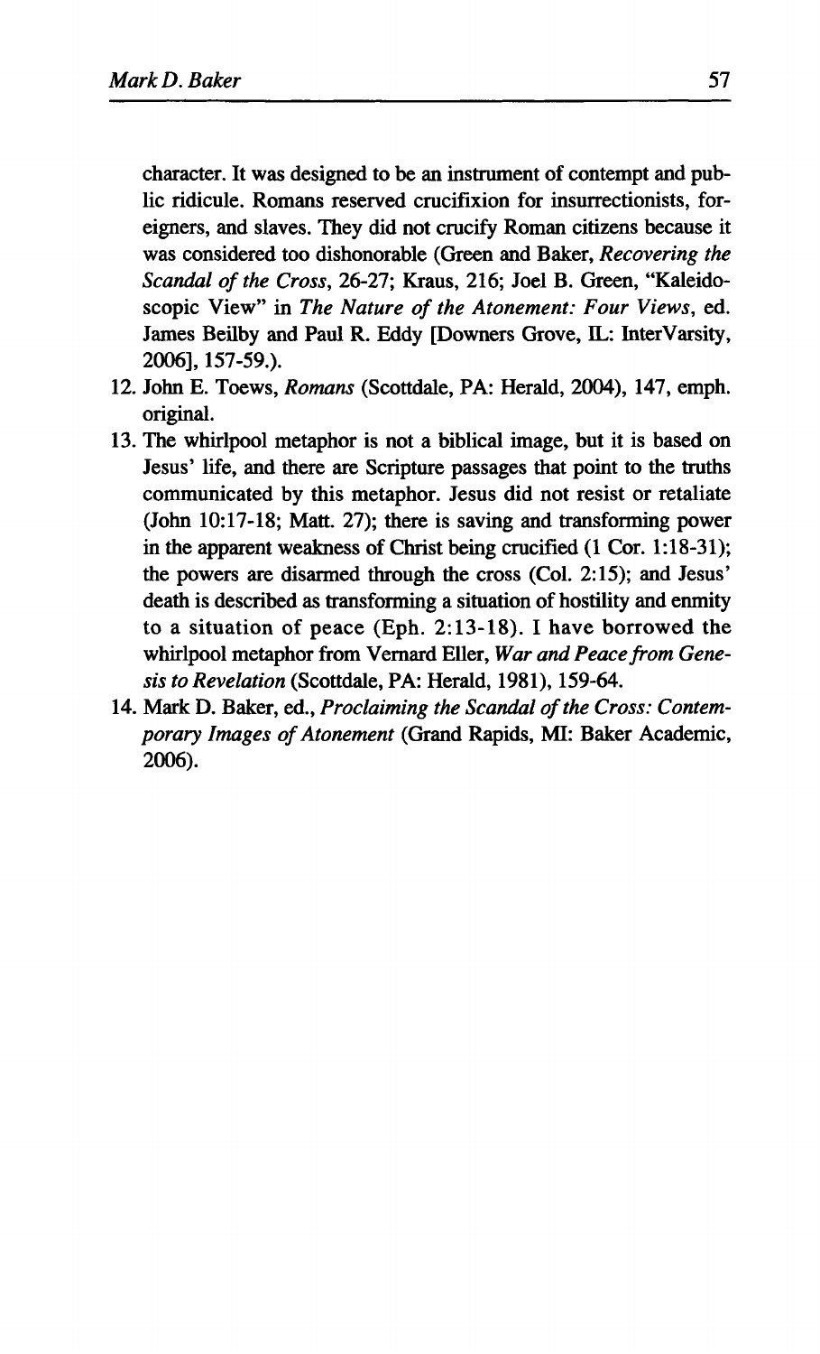character. It was designed to be an instrument of contempt and public ridicule. Romans reserved crucifixion for insurrectionists, foreigners, and slaves. They did not crucify Roman citizens because it was considered too dishonorable (Green and Baker, *Recovering the Scandal of the Cross*, 26-27; Kraus, 216; Joel B. Green, "Kaleidoscopic View" in *The Nature of the Atonement: Four Views*, ed. James Beilby and Paul R. Eddy [Downers Grove, IL: InterVarsity, 2006], 157-59.).

12. John E. Toews, *Romans* (Scottdale, PA: Herald, 2004), 147, emph. original.
13. The whirlpool metaphor is not a biblical image, but it is based on Jesus' life, and there are Scripture passages that point to the truths communicated by this metaphor. Jesus did not resist or retaliate (John 10:17-18; Matt. 27); there is saving and transforming power in the apparent weakness of Christ being crucified (1 Cor. 1:18-31); the powers are disarmed through the cross (Col. 2:15); and Jesus' death is described as transforming a situation of hostility and enmity to a situation of peace (Eph. 2:13-18). I have borrowed the whirlpool metaphor from Vernard Eller, *War and Peace from Genesis to Revelation* (Scottdale, PA: Herald, 1981), 159-64.
14. Mark D. Baker, ed., *Proclaiming the Scandal of the Cross: Contemporary Images of Atonement* (Grand Rapids, MI: Baker Academic, 2006).